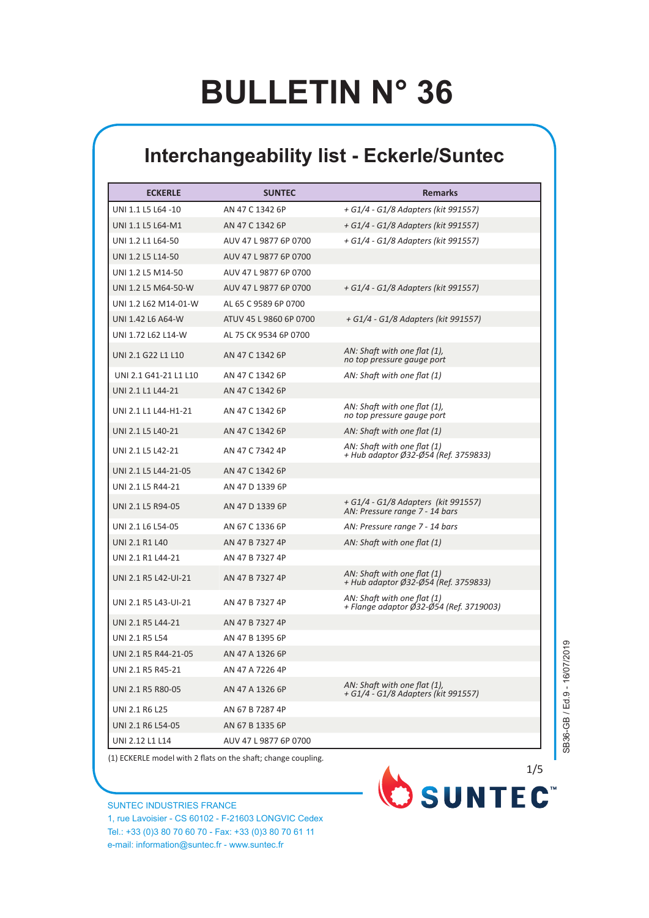# BULLETIN N° 36

## Interchangeability list - Eckerle/Suntec

| ECKERLE | SUNTEC | Remarks |
|---|---|---|
| UNI 1.1 L5 L64 -10 | AN 47 C 1342 6P | *+ G1/4 - G1/8 Adapters (kit 991557)* |
| UNI 1.1 L5 L64-M1 | AN 47 C 1342 6P | *+ G1/4 - G1/8 Adapters (kit 991557)* |
| UNI 1.2 L1 L64-50 | AUV 47 L 9877 6P 0700 | *+ G1/4 - G1/8 Adapters (kit 991557)* |
| UNI 1.2 L5 L14-50 | AUV 47 L 9877 6P 0700 | |
| UNI 1.2 L5 M14-50 | AUV 47 L 9877 6P 0700 | |
| UNI 1.2 L5 M64-50-W | AUV 47 L 9877 6P 0700 | *+ G1/4 - G1/8 Adapters (kit 991557)* |
| UNI 1.2 L62 M14-01-W | AL 65 C 9589 6P 0700 | |
| UNI 1.42 L6 A64-W | ATUV 45 L 9860 6P 0700 | *+ G1/4 - G1/8 Adapters (kit 991557)* |
| UNI 1.72 L62 L14-W | AL 75 CK 9534 6P 0700 | |
| UNI 2.1 G22 L1 L10 | AN 47 C 1342 6P | *AN: Shaft with one flat (1), no top pressure gauge port* |
| UNI 2.1 G41-21 L1 L10 | AN 47 C 1342 6P | *AN: Shaft with one flat (1)* |
| UNI 2.1 L1 L44-21 | AN 47 C 1342 6P | |
| UNI 2.1 L1 L44-H1-21 | AN 47 C 1342 6P | *AN: Shaft with one flat (1), no top pressure gauge port* |
| UNI 2.1 L5 L40-21 | AN 47 C 1342 6P | *AN: Shaft with one flat (1)* |
| UNI 2.1 L5 L42-21 | AN 47 C 7342 4P | *AN: Shaft with one flat (1) + Hub adaptor Ø32-Ø54 (Ref. 3759833)* |
| UNI 2.1 L5 L44-21-05 | AN 47 C 1342 6P | |
| UNI 2.1 L5 R44-21 | AN 47 D 1339 6P | |
| UNI 2.1 L5 R94-05 | AN 47 D 1339 6P | *+ G1/4 - G1/8 Adapters (kit 991557) AN: Pressure range 7 - 14 bars* |
| UNI 2.1 L6 L54-05 | AN 67 C 1336 6P | *AN: Pressure range 7 - 14 bars* |
| UNI 2.1 R1 L40 | AN 47 B 7327 4P | *AN: Shaft with one flat (1)* |
| UNI 2.1 R1 L44-21 | AN 47 B 7327 4P | |
| UNI 2.1 R5 L42-UI-21 | AN 47 B 7327 4P | *AN: Shaft with one flat (1) + Hub adaptor Ø32-Ø54 (Ref. 3759833)* |
| UNI 2.1 R5 L43-UI-21 | AN 47 B 7327 4P | *AN: Shaft with one flat (1) + Flange adaptor Ø32-Ø54 (Ref. 3719003)* |
| UNI 2.1 R5 L44-21 | AN 47 B 7327 4P | |
| UNI 2.1 R5 L54 | AN 47 B 1395 6P | |
| UNI 2.1 R5 R44-21-05 | AN 47 A 1326 6P | |
| UNI 2.1 R5 R45-21 | AN 47 A 7226 4P | |
| UNI 2.1 R5 R80-05 | AN 47 A 1326 6P | *AN: Shaft with one flat (1), + G1/4 - G1/8 Adapters (kit 991557)* |
| UNI 2.1 R6 L25 | AN 67 B 7287 4P | |
| UNI 2.1 R6 L54-05 | AN 67 B 1335 6P | |
| UNI 2.12 L1 L14 | AUV 47 L 9877 6P 0700 | |

(1) ECKERLE model with 2 flats on the shaft; change coupling.

SUNTEC INDUSTRIES FRANCE
1, rue Lavoisier - CS 60102 - F-21603 LONGVIC Cedex
Tel.: +33 (0)3 80 70 60 70 - Fax: +33 (0)3 80 70 61 11
e-mail: information@suntec.fr - www.suntec.fr

SB36-GB / Ed.9 - 16/07/2019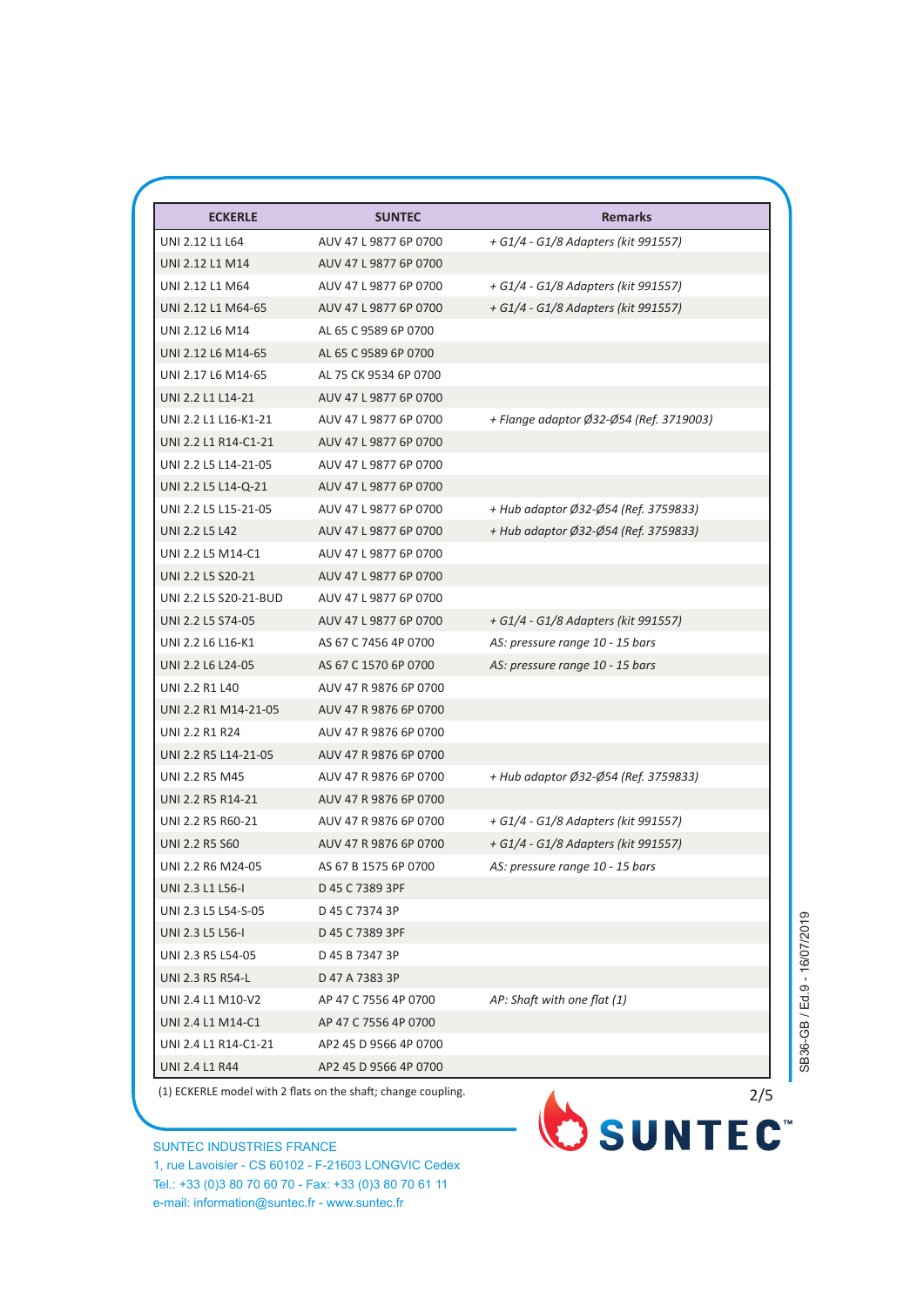| ECKERLE | SUNTEC | Remarks |
|---|---|---|
| UNI 2.12 L1 L64 | AUV 47 L 9877 6P 0700 | *+ G1/4 - G1/8 Adapters (kit 991557)* |
| UNI 2.12 L1 M14 | AUV 47 L 9877 6P 0700 | |
| UNI 2.12 L1 M64 | AUV 47 L 9877 6P 0700 | *+ G1/4 - G1/8 Adapters (kit 991557)* |
| UNI 2.12 L1 M64-65 | AUV 47 L 9877 6P 0700 | *+ G1/4 - G1/8 Adapters (kit 991557)* |
| UNI 2.12 L6 M14 | AL 65 C 9589 6P 0700 | |
| UNI 2.12 L6 M14-65 | AL 65 C 9589 6P 0700 | |
| UNI 2.17 L6 M14-65 | AL 75 CK 9534 6P 0700 | |
| UNI 2.2 L1 L14-21 | AUV 47 L 9877 6P 0700 | |
| UNI 2.2 L1 L16-K1-21 | AUV 47 L 9877 6P 0700 | *+ Flange adaptor Ø32-Ø54 (Ref. 3719003)* |
| UNI 2.2 L1 R14-C1-21 | AUV 47 L 9877 6P 0700 | |
| UNI 2.2 L5 L14-21-05 | AUV 47 L 9877 6P 0700 | |
| UNI 2.2 L5 L14-Q-21 | AUV 47 L 9877 6P 0700 | |
| UNI 2.2 L5 L15-21-05 | AUV 47 L 9877 6P 0700 | *+ Hub adaptor Ø32-Ø54 (Ref. 3759833)* |
| UNI 2.2 L5 L42 | AUV 47 L 9877 6P 0700 | *+ Hub adaptor Ø32-Ø54 (Ref. 3759833)* |
| UNI 2.2 L5 M14-C1 | AUV 47 L 9877 6P 0700 | |
| UNI 2.2 L5 S20-21 | AUV 47 L 9877 6P 0700 | |
| UNI 2.2 L5 S20-21-BUD | AUV 47 L 9877 6P 0700 | |
| UNI 2.2 L5 S74-05 | AUV 47 L 9877 6P 0700 | *+ G1/4 - G1/8 Adapters (kit 991557)* |
| UNI 2.2 L6 L16-K1 | AS 67 C 7456 4P 0700 | *AS: pressure range 10 - 15 bars* |
| UNI 2.2 L6 L24-05 | AS 67 C 1570 6P 0700 | *AS: pressure range 10 - 15 bars* |
| UNI 2.2 R1 L40 | AUV 47 R 9876 6P 0700 | |
| UNI 2.2 R1 M14-21-05 | AUV 47 R 9876 6P 0700 | |
| UNI 2.2 R1 R24 | AUV 47 R 9876 6P 0700 | |
| UNI 2.2 R5 L14-21-05 | AUV 47 R 9876 6P 0700 | |
| UNI 2.2 R5 M45 | AUV 47 R 9876 6P 0700 | *+ Hub adaptor Ø32-Ø54 (Ref. 3759833)* |
| UNI 2.2 R5 R14-21 | AUV 47 R 9876 6P 0700 | |
| UNI 2.2 R5 R60-21 | AUV 47 R 9876 6P 0700 | *+ G1/4 - G1/8 Adapters (kit 991557)* |
| UNI 2.2 R5 S60 | AUV 47 R 9876 6P 0700 | *+ G1/4 - G1/8 Adapters (kit 991557)* |
| UNI 2.2 R6 M24-05 | AS 67 B 1575 6P 0700 | *AS: pressure range 10 - 15 bars* |
| UNI 2.3 L1 L56-I | D 45 C 7389 3PF | |
| UNI 2.3 L5 L54-S-05 | D 45 C 7374 3P | |
| UNI 2.3 L5 L56-I | D 45 C 7389 3PF | |
| UNI 2.3 R5 L54-05 | D 45 B 7347 3P | |
| UNI 2.3 R5 R54-L | D 47 A 7383 3P | |
| UNI 2.4 L1 M10-V2 | AP 47 C 7556 4P 0700 | *AP: Shaft with one flat (1)* |
| UNI 2.4 L1 M14-C1 | AP 47 C 7556 4P 0700 | |
| UNI 2.4 L1 R14-C1-21 | AP2 45 D 9566 4P 0700 | |
| UNI 2.4 L1 R44 | AP2 45 D 9566 4P 0700 | |

(1) ECKERLE model with 2 flats on the shaft; change coupling.

SB36-GB / Ed.9 - 16/07/2019

SUNTEC INDUSTRIES FRANCE
1, rue Lavoisier - CS 60102 - F-21603 LONGVIC Cedex
Tel.: +33 (0)3 80 70 60 70 - Fax: +33 (0)3 80 70 61 11
e-mail: information@suntec.fr - www.suntec.fr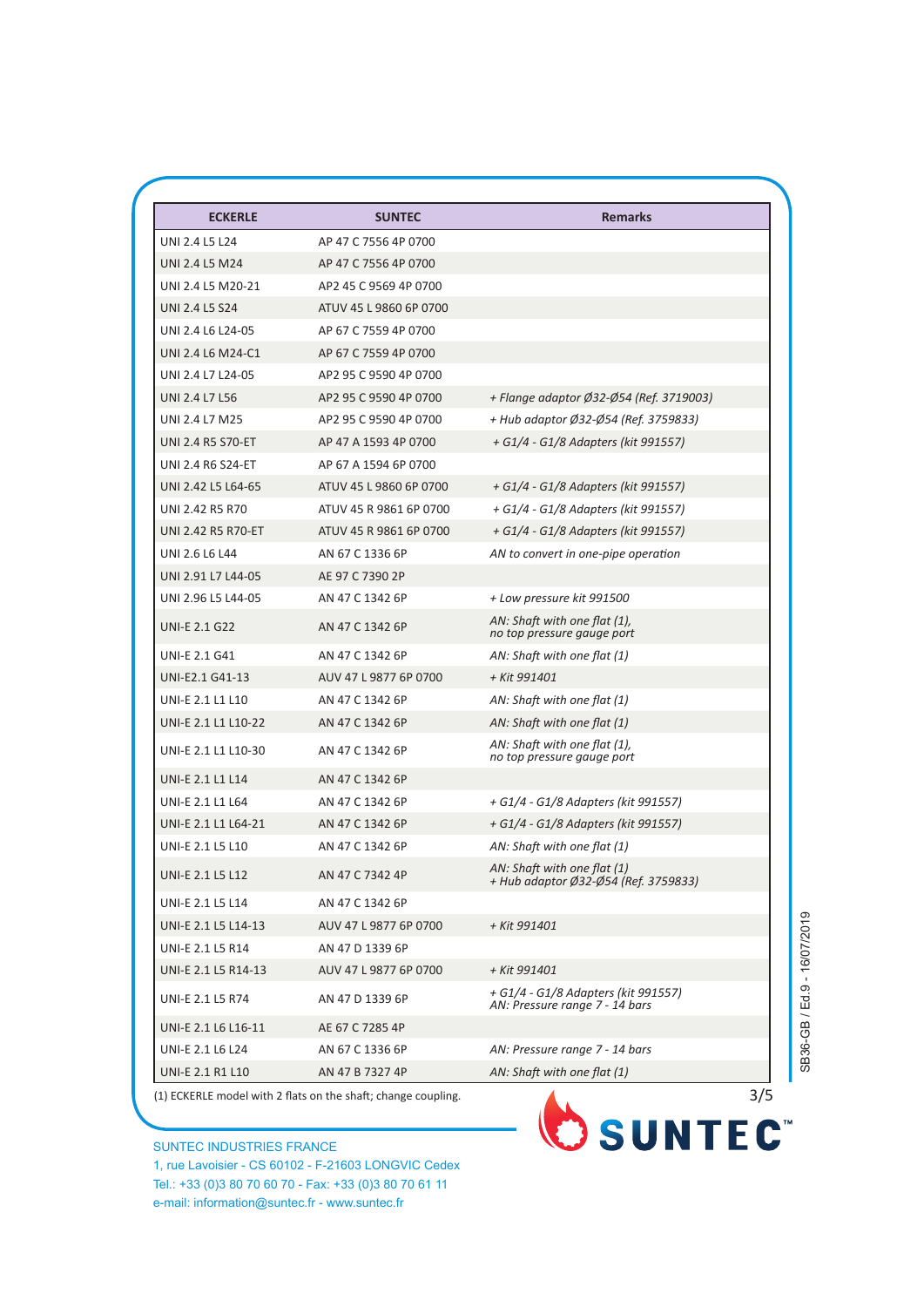| ECKERLE | SUNTEC | Remarks |
|---|---|---|
| UNI 2.4 L5 L24 | AP 47 C 7556 4P 0700 | |
| UNI 2.4 L5 M24 | AP 47 C 7556 4P 0700 | |
| UNI 2.4 L5 M20-21 | AP2 45 C 9569 4P 0700 | |
| UNI 2.4 L5 S24 | ATUV 45 L 9860 6P 0700 | |
| UNI 2.4 L6 L24-05 | AP 67 C 7559 4P 0700 | |
| UNI 2.4 L6 M24-C1 | AP 67 C 7559 4P 0700 | |
| UNI 2.4 L7 L24-05 | AP2 95 C 9590 4P 0700 | |
| UNI 2.4 L7 L56 | AP2 95 C 9590 4P 0700 | *+ Flange adaptor Ø32-Ø54 (Ref. 3719003)* |
| UNI 2.4 L7 M25 | AP2 95 C 9590 4P 0700 | *+ Hub adaptor Ø32-Ø54 (Ref. 3759833)* |
| UNI 2.4 R5 S70-ET | AP 47 A 1593 4P 0700 | *+ G1/4 - G1/8 Adapters (kit 991557)* |
| UNI 2.4 R6 S24-ET | AP 67 A 1594 6P 0700 | |
| UNI 2.42 L5 L64-65 | ATUV 45 L 9860 6P 0700 | *+ G1/4 - G1/8 Adapters (kit 991557)* |
| UNI 2.42 R5 R70 | ATUV 45 R 9861 6P 0700 | *+ G1/4 - G1/8 Adapters (kit 991557)* |
| UNI 2.42 R5 R70-ET | ATUV 45 R 9861 6P 0700 | *+ G1/4 - G1/8 Adapters (kit 991557)* |
| UNI 2.6 L6 L44 | AN 67 C 1336 6P | *AN to convert in one-pipe operation* |
| UNI 2.91 L7 L44-05 | AE 97 C 7390 2P | |
| UNI 2.96 L5 L44-05 | AN 47 C 1342 6P | *+ Low pressure kit 991500* |
| UNI-E 2.1 G22 | AN 47 C 1342 6P | *AN: Shaft with one flat (1), no top pressure gauge port* |
| UNI-E 2.1 G41 | AN 47 C 1342 6P | *AN: Shaft with one flat (1)* |
| UNI-E2.1 G41-13 | AUV 47 L 9877 6P 0700 | *+ Kit 991401* |
| UNI-E 2.1 L1 L10 | AN 47 C 1342 6P | *AN: Shaft with one flat (1)* |
| UNI-E 2.1 L1 L10-22 | AN 47 C 1342 6P | *AN: Shaft with one flat (1)* |
| UNI-E 2.1 L1 L10-30 | AN 47 C 1342 6P | *AN: Shaft with one flat (1), no top pressure gauge port* |
| UNI-E 2.1 L1 L14 | AN 47 C 1342 6P | |
| UNI-E 2.1 L1 L64 | AN 47 C 1342 6P | *+ G1/4 - G1/8 Adapters (kit 991557)* |
| UNI-E 2.1 L1 L64-21 | AN 47 C 1342 6P | *+ G1/4 - G1/8 Adapters (kit 991557)* |
| UNI-E 2.1 L5 L10 | AN 47 C 1342 6P | *AN: Shaft with one flat (1)* |
| UNI-E 2.1 L5 L12 | AN 47 C 7342 4P | *AN: Shaft with one flat (1) + Hub adaptor Ø32-Ø54 (Ref. 3759833)* |
| UNI-E 2.1 L5 L14 | AN 47 C 1342 6P | |
| UNI-E 2.1 L5 L14-13 | AUV 47 L 9877 6P 0700 | *+ Kit 991401* |
| UNI-E 2.1 L5 R14 | AN 47 D 1339 6P | |
| UNI-E 2.1 L5 R14-13 | AUV 47 L 9877 6P 0700 | *+ Kit 991401* |
| UNI-E 2.1 L5 R74 | AN 47 D 1339 6P | *+ G1/4 - G1/8 Adapters (kit 991557) AN: Pressure range 7 - 14 bars* |
| UNI-E 2.1 L6 L16-11 | AE 67 C 7285 4P | |
| UNI-E 2.1 L6 L24 | AN 67 C 1336 6P | *AN: Pressure range 7 - 14 bars* |
| UNI-E 2.1 R1 L10 | AN 47 B 7327 4P | *AN: Shaft with one flat (1)* |

(1) ECKERLE model with 2 flats on the shaft; change coupling.

SUNTEC INDUSTRIES FRANCE
1, rue Lavoisier - CS 60102 - F-21603 LONGVIC Cedex
Tel.: +33 (0)3 80 70 60 70 - Fax: +33 (0)3 80 70 61 11
e-mail: information@suntec.fr - www.suntec.fr

SB36-GB / Ed.9 - 16/07/2019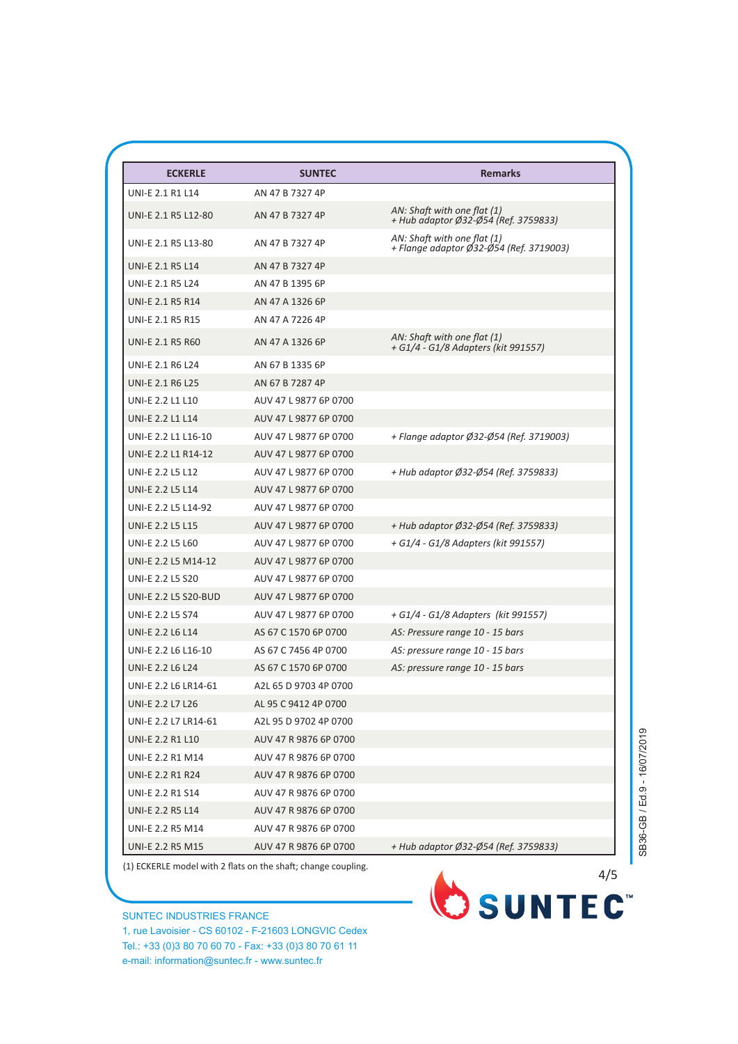| ECKERLE | SUNTEC | Remarks |
|---|---|---|
| UNI-E 2.1 R1 L14 | AN 47 B 7327 4P | |
| UNI-E 2.1 R5 L12-80 | AN 47 B 7327 4P | *AN: Shaft with one flat (1) + Hub adaptor Ø32-Ø54 (Ref. 3759833)* |
| UNI-E 2.1 R5 L13-80 | AN 47 B 7327 4P | *AN: Shaft with one flat (1) + Flange adaptor Ø32-Ø54 (Ref. 3719003)* |
| UNI-E 2.1 R5 L14 | AN 47 B 7327 4P | |
| UNI-E 2.1 R5 L24 | AN 47 B 1395 6P | |
| UNI-E 2.1 R5 R14 | AN 47 A 1326 6P | |
| UNI-E 2.1 R5 R15 | AN 47 A 7226 4P | |
| UNI-E 2.1 R5 R60 | AN 47 A 1326 6P | *AN: Shaft with one flat (1) + G1/4 - G1/8 Adapters (kit 991557)* |
| UNI-E 2.1 R6 L24 | AN 67 B 1335 6P | |
| UNI-E 2.1 R6 L25 | AN 67 B 7287 4P | |
| UNI-E 2.2 L1 L10 | AUV 47 L 9877 6P 0700 | |
| UNI-E 2.2 L1 L14 | AUV 47 L 9877 6P 0700 | |
| UNI-E 2.2 L1 L16-10 | AUV 47 L 9877 6P 0700 | *+ Flange adaptor Ø32-Ø54 (Ref. 3719003)* |
| UNI-E 2.2 L1 R14-12 | AUV 47 L 9877 6P 0700 | |
| UNI-E 2.2 L5 L12 | AUV 47 L 9877 6P 0700 | *+ Hub adaptor Ø32-Ø54 (Ref. 3759833)* |
| UNI-E 2.2 L5 L14 | AUV 47 L 9877 6P 0700 | |
| UNI-E 2.2 L5 L14-92 | AUV 47 L 9877 6P 0700 | |
| UNI-E 2.2 L5 L15 | AUV 47 L 9877 6P 0700 | *+ Hub adaptor Ø32-Ø54 (Ref. 3759833)* |
| UNI-E 2.2 L5 L60 | AUV 47 L 9877 6P 0700 | *+ G1/4 - G1/8 Adapters (kit 991557)* |
| UNI-E 2.2 L5 M14-12 | AUV 47 L 9877 6P 0700 | |
| UNI-E 2.2 L5 S20 | AUV 47 L 9877 6P 0700 | |
| UNI-E 2.2 L5 S20-BUD | AUV 47 L 9877 6P 0700 | |
| UNI-E 2.2 L5 S74 | AUV 47 L 9877 6P 0700 | *+ G1/4 - G1/8 Adapters (kit 991557)* |
| UNI-E 2.2 L6 L14 | AS 67 C 1570 6P 0700 | *AS: Pressure range 10 - 15 bars* |
| UNI-E 2.2 L6 L16-10 | AS 67 C 7456 4P 0700 | *AS: pressure range 10 - 15 bars* |
| UNI-E 2.2 L6 L24 | AS 67 C 1570 6P 0700 | *AS: pressure range 10 - 15 bars* |
| UNI-E 2.2 L6 LR14-61 | A2L 65 D 9703 4P 0700 | |
| UNI-E 2.2 L7 L26 | AL 95 C 9412 4P 0700 | |
| UNI-E 2.2 L7 LR14-61 | A2L 95 D 9702 4P 0700 | |
| UNI-E 2.2 R1 L10 | AUV 47 R 9876 6P 0700 | |
| UNI-E 2.2 R1 M14 | AUV 47 R 9876 6P 0700 | |
| UNI-E 2.2 R1 R24 | AUV 47 R 9876 6P 0700 | |
| UNI-E 2.2 R1 S14 | AUV 47 R 9876 6P 0700 | |
| UNI-E 2.2 R5 L14 | AUV 47 R 9876 6P 0700 | |
| UNI-E 2.2 R5 M14 | AUV 47 R 9876 6P 0700 | |
| UNI-E 2.2 R5 M15 | AUV 47 R 9876 6P 0700 | *+ Hub adaptor Ø32-Ø54 (Ref. 3759833)* |

(1) ECKERLE model with 2 flats on the shaft; change coupling.

SB36-GB / Ed.9 - 16/07/2019

SUNTEC™

SUNTEC INDUSTRIES FRANCE
1, rue Lavoisier - CS 60102 - F-21603 LONGVIC Cedex
Tel.: +33 (0)3 80 70 60 70 - Fax: +33 (0)3 80 70 61 11
e-mail: information@suntec.fr - www.suntec.fr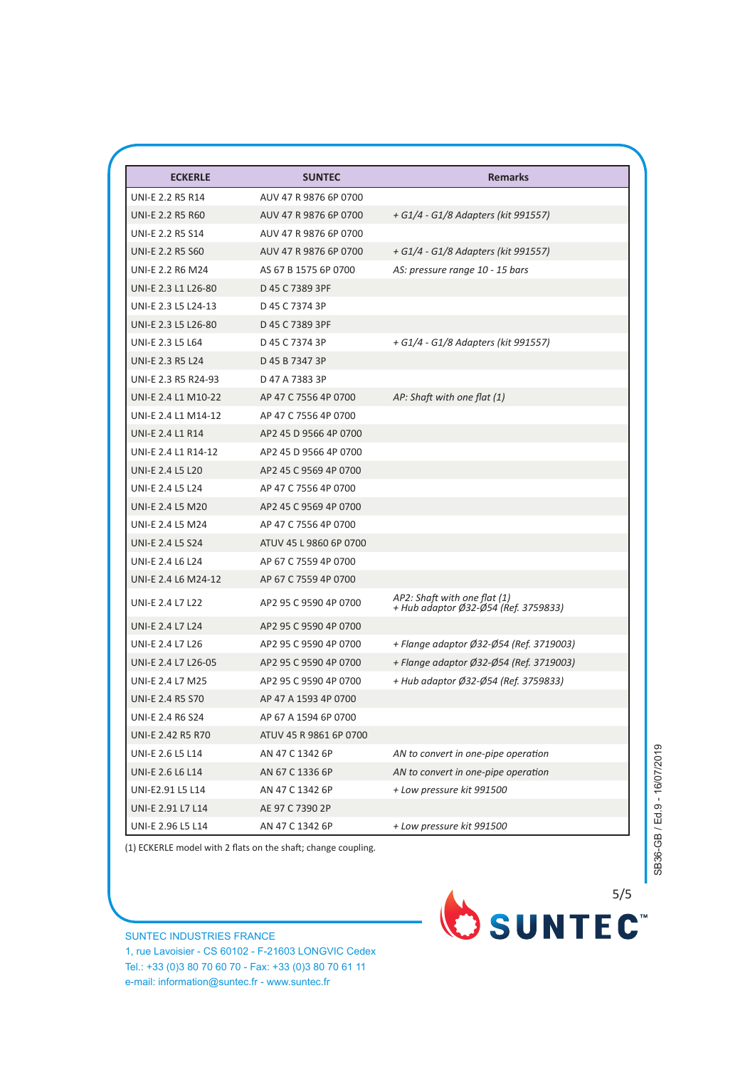| ECKERLE | SUNTEC | Remarks |
|---|---|---|
| UNI-E 2.2 R5 R14 | AUV 47 R 9876 6P 0700 | |
| UNI-E 2.2 R5 R60 | AUV 47 R 9876 6P 0700 | *+ G1/4 - G1/8 Adapters (kit 991557)* |
| UNI-E 2.2 R5 S14 | AUV 47 R 9876 6P 0700 | |
| UNI-E 2.2 R5 S60 | AUV 47 R 9876 6P 0700 | *+ G1/4 - G1/8 Adapters (kit 991557)* |
| UNI-E 2.2 R6 M24 | AS 67 B 1575 6P 0700 | *AS: pressure range 10 - 15 bars* |
| UNI-E 2.3 L1 L26-80 | D 45 C 7389 3PF | |
| UNI-E 2.3 L5 L24-13 | D 45 C 7374 3P | |
| UNI-E 2.3 L5 L26-80 | D 45 C 7389 3PF | |
| UNI-E 2.3 L5 L64 | D 45 C 7374 3P | *+ G1/4 - G1/8 Adapters (kit 991557)* |
| UNI-E 2.3 R5 L24 | D 45 B 7347 3P | |
| UNI-E 2.3 R5 R24-93 | D 47 A 7383 3P | |
| UNI-E 2.4 L1 M10-22 | AP 47 C 7556 4P 0700 | *AP: Shaft with one flat (1)* |
| UNI-E 2.4 L1 M14-12 | AP 47 C 7556 4P 0700 | |
| UNI-E 2.4 L1 R14 | AP2 45 D 9566 4P 0700 | |
| UNI-E 2.4 L1 R14-12 | AP2 45 D 9566 4P 0700 | |
| UNI-E 2.4 L5 L20 | AP2 45 C 9569 4P 0700 | |
| UNI-E 2.4 L5 L24 | AP 47 C 7556 4P 0700 | |
| UNI-E 2.4 L5 M20 | AP2 45 C 9569 4P 0700 | |
| UNI-E 2.4 L5 M24 | AP 47 C 7556 4P 0700 | |
| UNI-E 2.4 L5 S24 | ATUV 45 L 9860 6P 0700 | |
| UNI-E 2.4 L6 L24 | AP 67 C 7559 4P 0700 | |
| UNI-E 2.4 L6 M24-12 | AP 67 C 7559 4P 0700 | |
| UNI-E 2.4 L7 L22 | AP2 95 C 9590 4P 0700 | *AP2: Shaft with one flat (1) + Hub adaptor Ø32-Ø54 (Ref. 3759833)* |
| UNI-E 2.4 L7 L24 | AP2 95 C 9590 4P 0700 | |
| UNI-E 2.4 L7 L26 | AP2 95 C 9590 4P 0700 | *+ Flange adaptor Ø32-Ø54 (Ref. 3719003)* |
| UNI-E 2.4 L7 L26-05 | AP2 95 C 9590 4P 0700 | *+ Flange adaptor Ø32-Ø54 (Ref. 3719003)* |
| UNI-E 2.4 L7 M25 | AP2 95 C 9590 4P 0700 | *+ Hub adaptor Ø32-Ø54 (Ref. 3759833)* |
| UNI-E 2.4 R5 S70 | AP 47 A 1593 4P 0700 | |
| UNI-E 2.4 R6 S24 | AP 67 A 1594 6P 0700 | |
| UNI-E 2.42 R5 R70 | ATUV 45 R 9861 6P 0700 | |
| UNI-E 2.6 L5 L14 | AN 47 C 1342 6P | *AN to convert in one-pipe operation* |
| UNI-E 2.6 L6 L14 | AN 67 C 1336 6P | *AN to convert in one-pipe operation* |
| UNI-E2.91 L5 L14 | AN 47 C 1342 6P | *+ Low pressure kit 991500* |
| UNI-E 2.91 L7 L14 | AE 97 C 7390 2P | |
| UNI-E 2.96 L5 L14 | AN 47 C 1342 6P | *+ Low pressure kit 991500* |

(1) ECKERLE model with 2 flats on the shaft; change coupling.

SB36-GB / Ed.9 - 16/07/2019

SUNTEC

SUNTEC INDUSTRIES FRANCE
1, rue Lavoisier - CS 60102 - F-21603 LONGVIC Cedex
Tel.: +33 (0)3 80 70 60 70 - Fax: +33 (0)3 80 70 61 11
e-mail: information@suntec.fr - www.suntec.fr